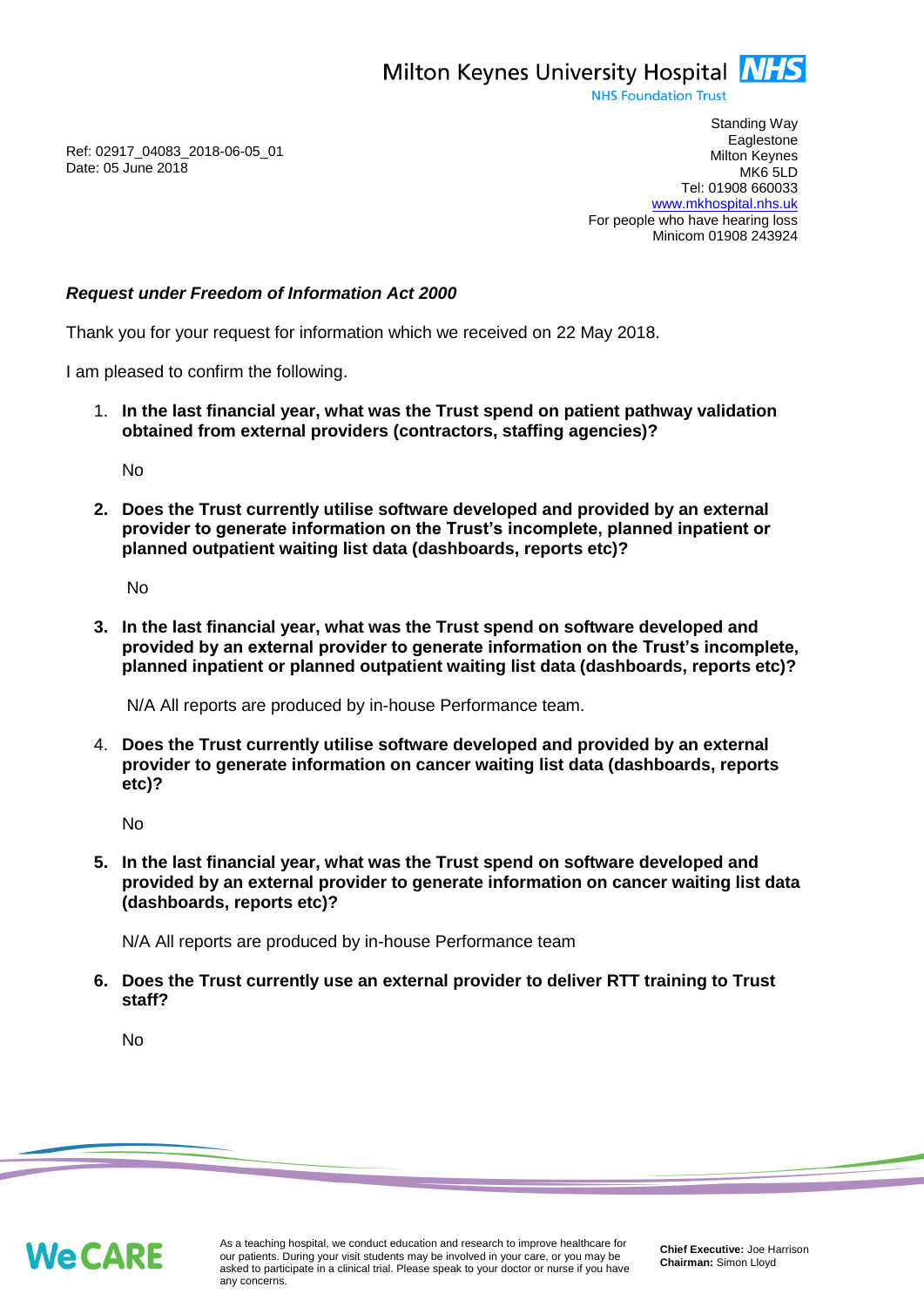Milton Keynes University Hospital NHS
NHS Foundation Trust

Ref: 02917_04083_2018-06-05_01
Date: 05 June 2018

Standing Way
Eaglestone
Milton Keynes
MK6 5LD
Tel: 01908 660033
www.mkhospital.nhs.uk
For people who have hearing loss
Minicom 01908 243924

***Request under Freedom of Information Act 2000***

Thank you for your request for information which we received on 22 May 2018.

I am pleased to confirm the following.

1. **In the last financial year, what was the Trust spend on patient pathway validation obtained from external providers (contractors, staffing agencies)?**

   No

2. **Does the Trust currently utilise software developed and provided by an external provider to generate information on the Trust's incomplete, planned inpatient or planned outpatient waiting list data (dashboards, reports etc)?**

   No

3. **In the last financial year, what was the Trust spend on software developed and provided by an external provider to generate information on the Trust's incomplete, planned inpatient or planned outpatient waiting list data (dashboards, reports etc)?**

   N/A All reports are produced by in-house Performance team.

4. **Does the Trust currently utilise software developed and provided by an external provider to generate information on cancer waiting list data (dashboards, reports etc)?**

   No

5. **In the last financial year, what was the Trust spend on software developed and provided by an external provider to generate information on cancer waiting list data (dashboards, reports etc)?**

   N/A All reports are produced by in-house Performance team

6. **Does the Trust currently use an external provider to deliver RTT training to Trust staff?**

   No

We CARE

As a teaching hospital, we conduct education and research to improve healthcare for our patients. During your visit students may be involved in your care, or you may be asked to participate in a clinical trial. Please speak to your doctor or nurse if you have any concerns.

**Chief Executive:** Joe Harrison
**Chairman:** Simon Lloyd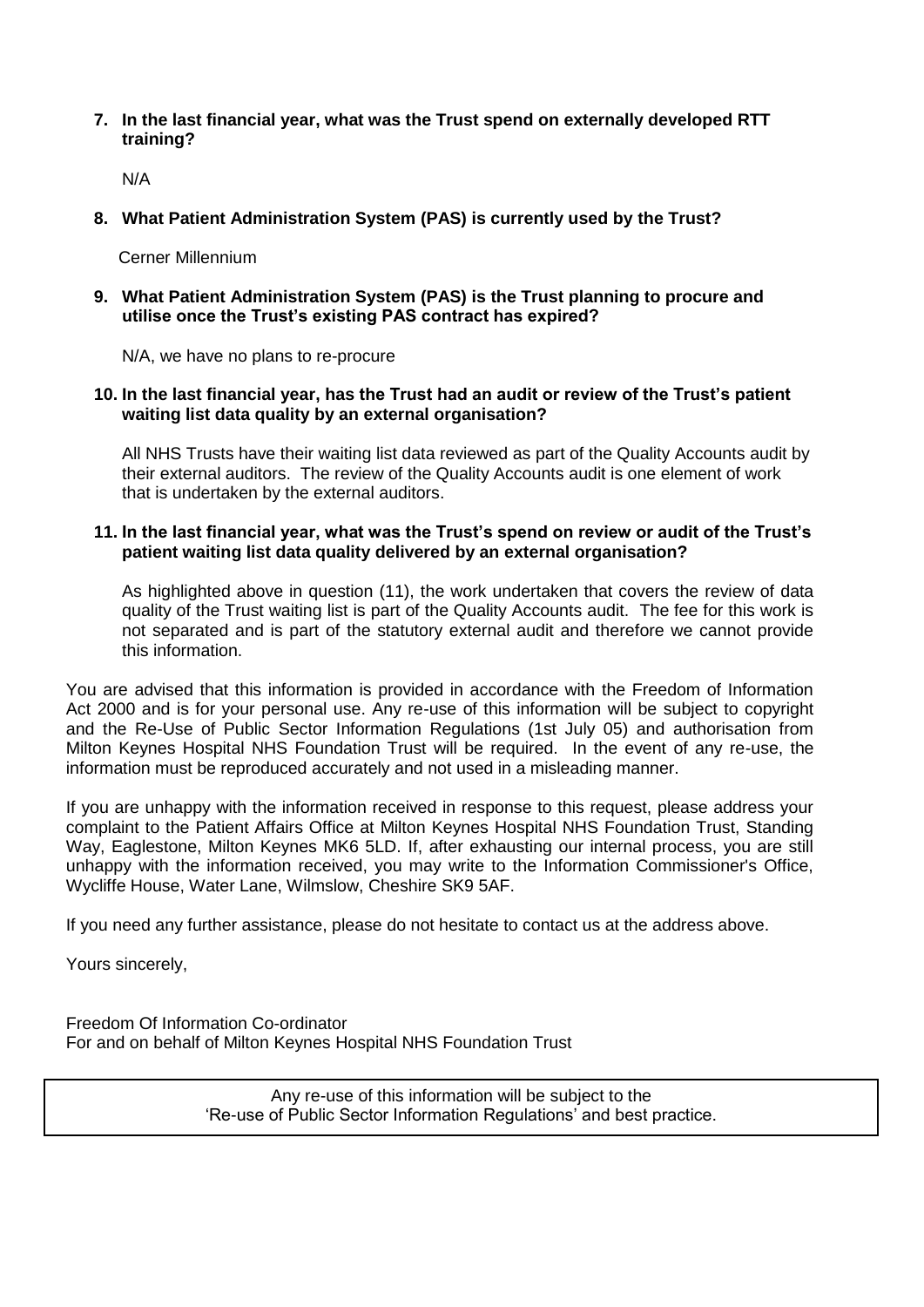**7. In the last financial year, what was the Trust spend on externally developed RTT training?**

N/A

**8. What Patient Administration System (PAS) is currently used by the Trust?**

Cerner Millennium

**9. What Patient Administration System (PAS) is the Trust planning to procure and utilise once the Trust's existing PAS contract has expired?**

N/A, we have no plans to re-procure

**10. In the last financial year, has the Trust had an audit or review of the Trust's patient waiting list data quality by an external organisation?**

All NHS Trusts have their waiting list data reviewed as part of the Quality Accounts audit by their external auditors. The review of the Quality Accounts audit is one element of work that is undertaken by the external auditors.

**11. In the last financial year, what was the Trust's spend on review or audit of the Trust's patient waiting list data quality delivered by an external organisation?**

As highlighted above in question (11), the work undertaken that covers the review of data quality of the Trust waiting list is part of the Quality Accounts audit. The fee for this work is not separated and is part of the statutory external audit and therefore we cannot provide this information.

You are advised that this information is provided in accordance with the Freedom of Information Act 2000 and is for your personal use. Any re-use of this information will be subject to copyright and the Re-Use of Public Sector Information Regulations (1st July 05) and authorisation from Milton Keynes Hospital NHS Foundation Trust will be required. In the event of any re-use, the information must be reproduced accurately and not used in a misleading manner.

If you are unhappy with the information received in response to this request, please address your complaint to the Patient Affairs Office at Milton Keynes Hospital NHS Foundation Trust, Standing Way, Eaglestone, Milton Keynes MK6 5LD. If, after exhausting our internal process, you are still unhappy with the information received, you may write to the Information Commissioner's Office, Wycliffe House, Water Lane, Wilmslow, Cheshire SK9 5AF.

If you need any further assistance, please do not hesitate to contact us at the address above.

Yours sincerely,

Freedom Of Information Co-ordinator
For and on behalf of Milton Keynes Hospital NHS Foundation Trust

Any re-use of this information will be subject to the
'Re-use of Public Sector Information Regulations' and best practice.